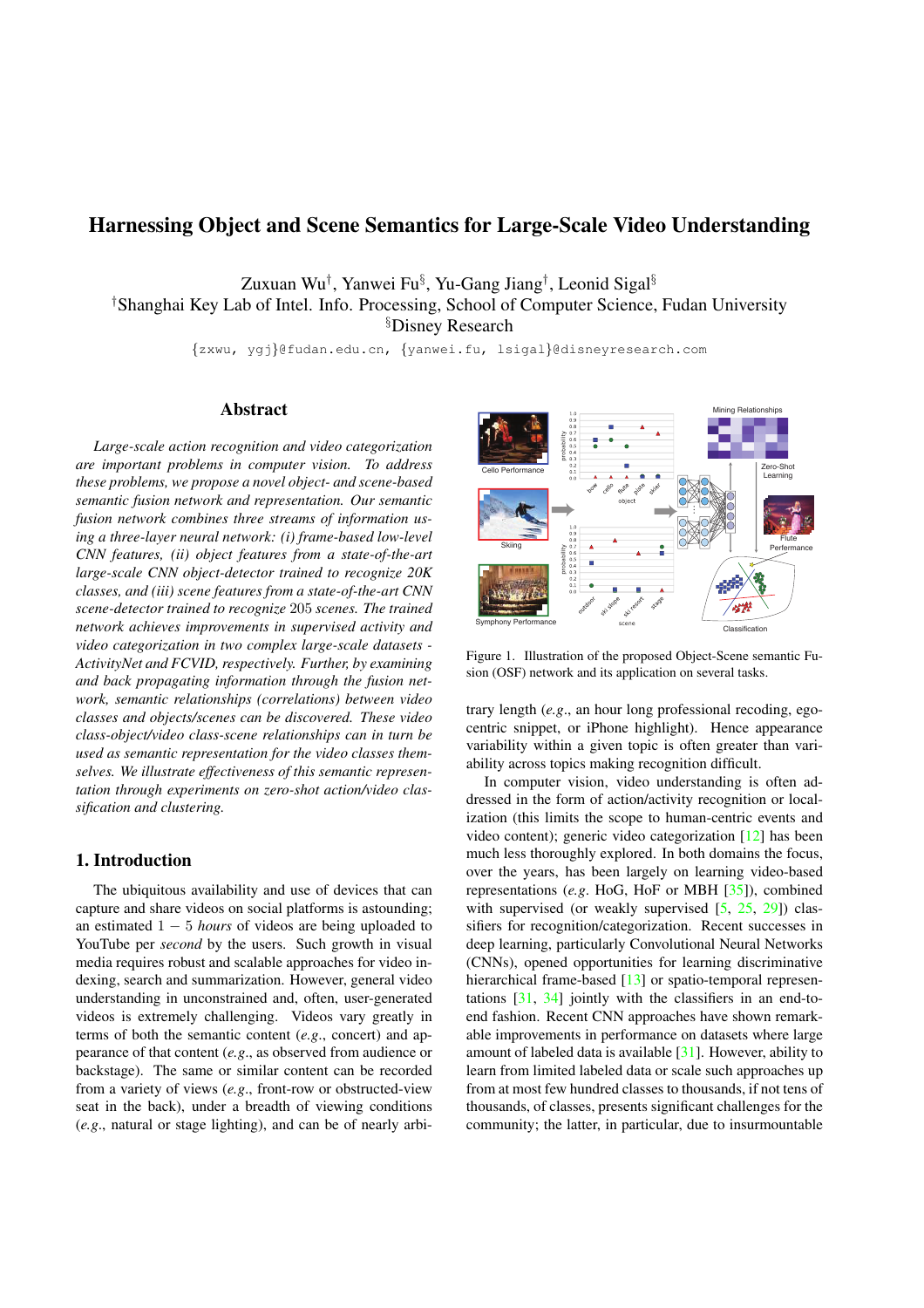# Harnessing Object and Scene Semantics for Large-Scale Video Understanding

Zuxuan Wu[†], Yanwei Fu[§], Yu-Gang Jiang[†], Leonid Sigal[§]

[†]Shanghai Key Lab of Intel. Info. Processing, School of Computer Science, Fudan University

[§]Disney Research

{zxwu, ygj}@fudan.edu.cn, {yanwei.fu, lsigal}@disneyresearch.com

## Abstract

*Large-scale action recognition and video categorization are important problems in computer vision. To address these problems, we propose a novel object- and scene-based semantic fusion network and representation. Our semantic fusion network combines three streams of information using a three-layer neural network: (i) frame-based low-level CNN features, (ii) object features from a state-of-the-art large-scale CNN object-detector trained to recognize 20K classes, and (iii) scene features from a state-of-the-art CNN scene-detector trained to recognize 205 scenes. The trained network achieves improvements in supervised activity and video categorization in two complex large-scale datasets - ActivityNet and FCVID, respectively. Further, by examining and back propagating information through the fusion network, semantic relationships (correlations) between video classes and objects/scenes can be discovered. These video class-object/video class-scene relationships can in turn be used as semantic representation for the video classes themselves. We illustrate effectiveness of this semantic representation through experiments on zero-shot action/video classification and clustering.*

Figure 1. Illustration of the proposed Object-Scene semantic Fusion (OSF) network and its application on several tasks.

## 1. Introduction

The ubiquitous availability and use of devices that can capture and share videos on social platforms is astounding; an estimated $1-5$ *hours* of videos are being uploaded to YouTube per *second* by the users. Such growth in visual media requires robust and scalable approaches for video indexing, search and summarization. However, general video understanding in unconstrained and, often, user-generated videos is extremely challenging. Videos vary greatly in terms of both the semantic content (*e.g.*, concert) and appearance of that content (*e.g.*, as observed from audience or backstage). The same or similar content can be recorded from a variety of views (*e.g.*, front-row or obstructed-view seat in the back), under a breadth of viewing conditions (*e.g.*, natural or stage lighting), and can be of nearly arbitrary length (*e.g.*, an hour long professional recoding, egocentric snippet, or iPhone highlight). Hence appearance variability within a given topic is often greater than variability across topics making recognition difficult.

In computer vision, video understanding is often addressed in the form of action/activity recognition or localization (this limits the scope to human-centric events and video content); generic video categorization [12] has been much less thoroughly explored. In both domains the focus, over the years, has been largely on learning video-based representations (*e.g.* HoG, HoF or MBH [35]), combined with supervised (or weakly supervised [5, 25, 29]) classifiers for recognition/categorization. Recent successes in deep learning, particularly Convolutional Neural Networks (CNNs), opened opportunities for learning discriminative hierarchical frame-based [13] or spatio-temporal representations [31, 34] jointly with the classifiers in an end-to-end fashion. Recent CNN approaches have shown remarkable improvements in performance on datasets where large amount of labeled data is available [31]. However, ability to learn from limited labeled data or scale such approaches up from at most few hundred classes to thousands, if not tens of thousands, of classes, presents significant challenges for the community; the latter, in particular, due to insurmountable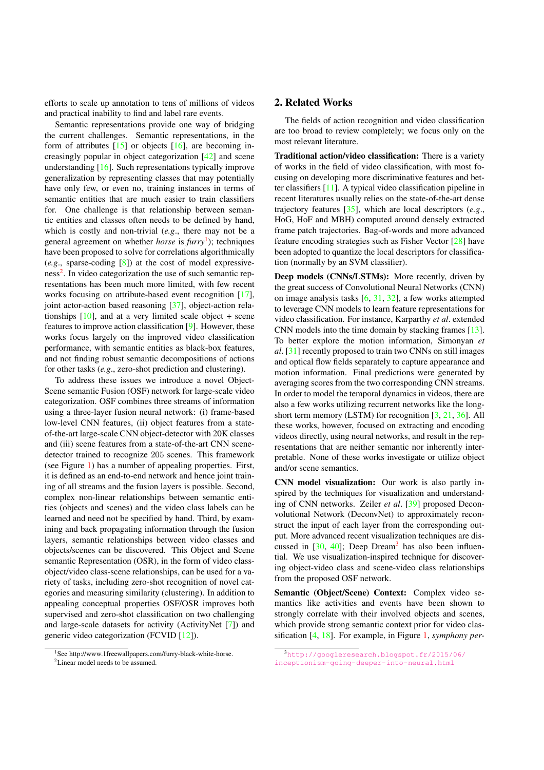efforts to scale up annotation to tens of millions of videos and practical inability to find and label rare events.

Semantic representations provide one way of bridging the current challenges. Semantic representations, in the form of attributes [15] or objects [16], are becoming increasingly popular in object categorization [42] and scene understanding [16]. Such representations typically improve generalization by representing classes that may potentially have only few, or even no, training instances in terms of semantic entities that are much easier to train classifiers for. One challenge is that relationship between semantic entities and classes often needs to be defined by hand, which is costly and non-trivial (*e.g*., there may not be a general agreement on whether *horse* is *furry*[1]); techniques have been proposed to solve for correlations algorithmically (*e.g*., sparse-coding [8]) at the cost of model expressiveness[2]. In video categorization the use of such semantic representations has been much more limited, with few recent works focusing on attribute-based event recognition [17], joint actor-action based reasoning [37], object-action relationships [10], and at a very limited scale object + scene features to improve action classification [9]. However, these works focus largely on the improved video classification performance, with semantic entities as black-box features, and not finding robust semantic decompositions of actions for other tasks (*e.g*., zero-shot prediction and clustering).

To address these issues we introduce a novel Object-Scene semantic Fusion (OSF) network for large-scale video categorization. OSF combines three streams of information using a three-layer fusion neural network: (i) frame-based low-level CNN features, (ii) object features from a state-of-the-art large-scale CNN object-detector with 20K classes and (iii) scene features from a state-of-the-art CNN scene-detector trained to recognize 205 scenes. This framework (see Figure 1) has a number of appealing properties. First, it is defined as an end-to-end network and hence joint training of all streams and the fusion layers is possible. Second, complex non-linear relationships between semantic entities (objects and scenes) and the video class labels can be learned and need not be specified by hand. Third, by examining and back propagating information through the fusion layers, semantic relationships between video classes and objects/scenes can be discovered. This Object and Scene semantic Representation (OSR), in the form of video class-object/video class-scene relationships, can be used for a variety of tasks, including zero-shot recognition of novel categories and measuring similarity (clustering). In addition to appealing conceptual properties OSF/OSR improves both supervised and zero-shot classification on two challenging and large-scale datasets for activity (ActivityNet [7]) and generic video categorization (FCVID [12]).

[1]See http://www.1freewallpapers.com/furry-black-white-horse.

[2]Linear model needs to be assumed.

## 2. Related Works

The fields of action recognition and video classification are too broad to review completely; we focus only on the most relevant literature.

**Traditional action/video classification:** There is a variety of works in the field of video classification, with most focusing on developing more discriminative features and better classifiers [11]. A typical video classification pipeline in recent literatures usually relies on the state-of-the-art dense trajectory features [35], which are local descriptors (*e.g*., HoG, HoF and MBH) computed around densely extracted frame patch trajectories. Bag-of-words and more advanced feature encoding strategies such as Fisher Vector [28] have been adopted to quantize the local descriptors for classification (normally by an SVM classifier).

**Deep models (CNNs/LSTMs):** More recently, driven by the great success of Convolutional Neural Networks (CNN) on image analysis tasks [6, 31, 32], a few works attempted to leverage CNN models to learn feature representations for video classification. For instance, Karpathy *et al*. extended CNN models into the time domain by stacking frames [13]. To better explore the motion information, Simonyan *et al*. [31] recently proposed to train two CNNs on still images and optical flow fields separately to capture appearance and motion information. Final predictions were generated by averaging scores from the two corresponding CNN streams. In order to model the temporal dynamics in videos, there are also a few works utilizing recurrent networks like the long-short term memory (LSTM) for recognition [3, 21, 36]. All these works, however, focused on extracting and encoding videos directly, using neural networks, and result in the representations that are neither semantic nor inherently interpretable. None of these works investigate or utilize object and/or scene semantics.

**CNN model visualization:** Our work is also partly inspired by the techniques for visualization and understanding of CNN networks. Zeiler *et al*. [39] proposed Deconvolutional Network (DeconvNet) to approximately reconstruct the input of each layer from the corresponding output. More advanced recent visualization techniques are discussed in [30, 40]; Deep Dream[3] has also been influential. We use visualization-inspired technique for discovering object-video class and scene-video class relationships from the proposed OSF network.

**Semantic (Object/Scene) Context:** Complex video semantics like activities and events have been shown to strongly correlate with their involved objects and scenes, which provide strong semantic context prior for video classification [4, 18]. For example, in Figure 1, *symphony per-*

[3]http://googleresearch.blogspot.fr/2015/06/inceptionism-going-deeper-into-neural.html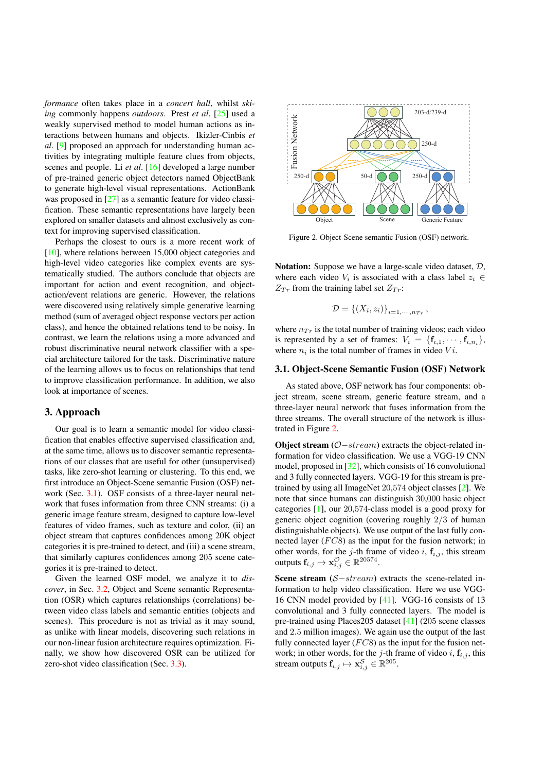*formance* often takes place in a *concert hall*, whilst *skiing* commonly happens *outdoors*. Prest *et al*. [25] used a weakly supervised method to model human actions as interactions between humans and objects. Ikizler-Cinbis *et al*. [9] proposed an approach for understanding human activities by integrating multiple feature clues from objects, scenes and people. Li *et al*. [16] developed a large number of pre-trained generic object detectors named ObjectBank to generate high-level visual representations. ActionBank was proposed in [27] as a semantic feature for video classification. These semantic representations have largely been explored on smaller datasets and almost exclusively as context for improving supervised classification.

Perhaps the closest to ours is a more recent work of [10], where relations between 15,000 object categories and high-level video categories like complex events are systematically studied. The authors conclude that objects are important for action and event recognition, and object-action/event relations are generic. However, the relations were discovered using relatively simple generative learning method (sum of averaged object response vectors per action class), and hence the obtained relations tend to be noisy. In contrast, we learn the relations using a more advanced and robust discriminative neural network classifier with a special architecture tailored for the task. Discriminative nature of the learning allows us to focus on relationships that tend to improve classification performance. In addition, we also look at importance of scenes.

## 3. Approach

Our goal is to learn a semantic model for video classification that enables effective supervised classification and, at the same time, allows us to discover semantic representations of our classes that are useful for other (unsupervised) tasks, like zero-shot learning or clustering. To this end, we first introduce an Object-Scene semantic Fusion (OSF) network (Sec. 3.1). OSF consists of a three-layer neural network that fuses information from three CNN streams: (i) a generic image feature stream, designed to capture low-level features of video frames, such as texture and color, (ii) an object stream that captures confidences among 20K object categories it is pre-trained to detect, and (iii) a scene stream, that similarly captures confidences among 205 scene categories it is pre-trained to detect.

Given the learned OSF model, we analyze it to *discover*, in Sec. 3.2, Object and Scene semantic Representation (OSR) which captures relationships (correlations) between video class labels and semantic entities (objects and scenes). This procedure is not as trivial as it may sound, as unlike with linear models, discovering such relations in our non-linear fusion architecture requires optimization. Finally, we show how discovered OSR can be utilized for zero-shot video classification (Sec. 3.3).

Figure 2. Object-Scene semantic Fusion (OSF) network.

**Notation:** Suppose we have a large-scale video dataset, $\mathcal{D}$, where each video $V_i$ is associated with a class label $z_i \in Z_{Tr}$ from the training label set $Z_{Tr}$:

$$\mathcal{D} = \{(X_i, z_i)\}_{i=1,\cdots,n_{Tr}},$$

where $n_{Tr}$ is the total number of training videos; each video is represented by a set of frames: $V_i = \{\mathbf{f}_{i,1}, \cdots, \mathbf{f}_{i,n_i}\}$, where $n_i$ is the total number of frames in video $Vi$.

### 3.1. Object-Scene Semantic Fusion (OSF) Network

As stated above, OSF network has four components: object stream, scene stream, generic feature stream, and a three-layer neural network that fuses information from the three streams. The overall structure of the network is illustrated in Figure 2.

**Object stream** ($\mathcal{O}-stream$) extracts the object-related information for video classification. We use a VGG-19 CNN model, proposed in [32], which consists of 16 convolutional and 3 fully connected layers. VGG-19 for this stream is pre-trained by using all ImageNet 20,574 object classes [2]. We note that since humans can distinguish 30,000 basic object categories [1], our 20,574-class model is a good proxy for generic object cognition (covering roughly 2/3 of human distinguishable objects). We use output of the last fully connected layer ($FC8$) as the input for the fusion network; in other words, for the $j$-th frame of video $i$, $\mathbf{f}_{i,j}$, this stream outputs $\mathbf{f}_{i,j} \mapsto \mathbf{x}^{\mathcal{O}}_{i,j} \in \mathbb{R}^{20574}$.

**Scene stream** ($\mathcal{S}-stream$) extracts the scene-related information to help video classification. Here we use VGG-16 CNN model provided by [41]. VGG-16 consists of 13 convolutional and 3 fully connected layers. The model is pre-trained using Places205 dataset [41] (205 scene classes and 2.5 million images). We again use the output of the last fully connected layer ($FC8$) as the input for the fusion network; in other words, for the $j$-th frame of video $i$, $\mathbf{f}_{i,j}$, this stream outputs $\mathbf{f}_{i,j} \mapsto \mathbf{x}^{\mathcal{S}}_{i,j} \in \mathbb{R}^{205}$.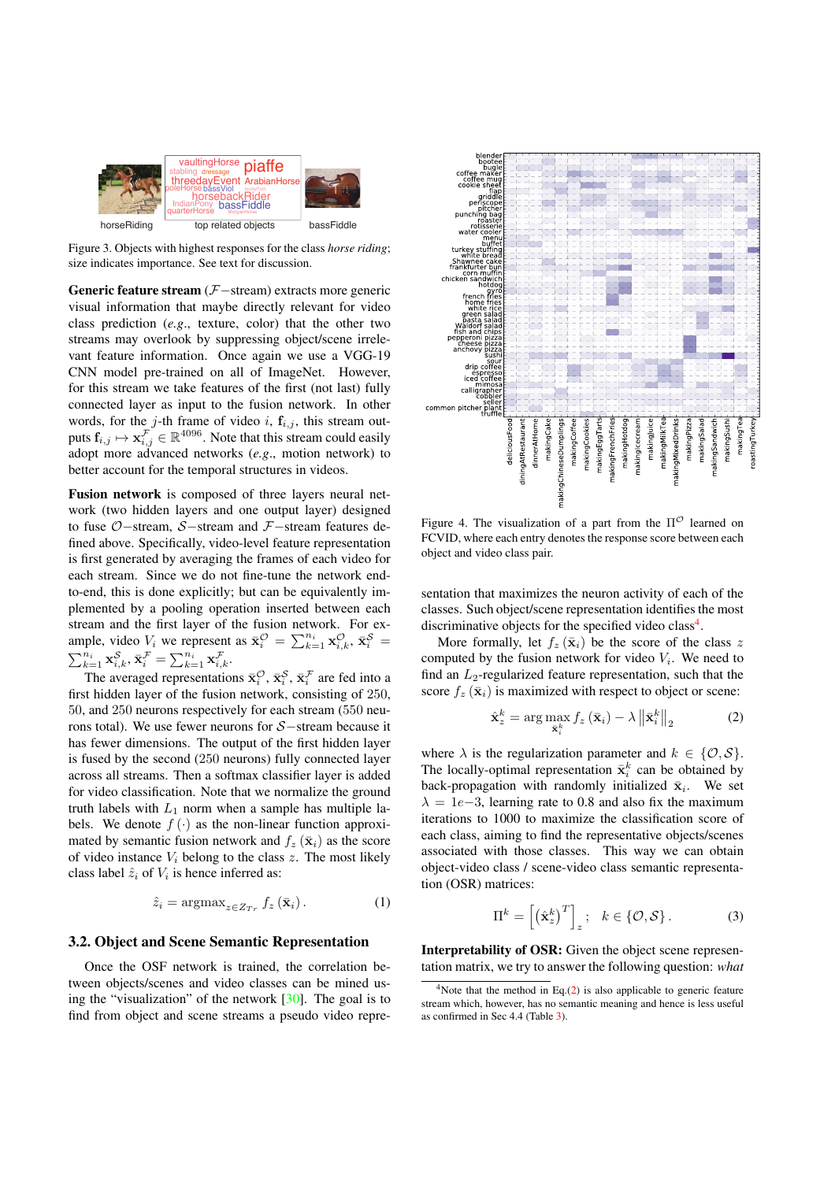Figure 3. Objects with highest responses for the class *horse riding*; size indicates importance. See text for discussion.

**Generic feature stream** ($\mathcal{F}-$stream) extracts more generic visual information that maybe directly relevant for video class prediction (*e.g*., texture, color) that the other two streams may overlook by suppressing object/scene irrelevant feature information. Once again we use a VGG-19 CNN model pre-trained on all of ImageNet. However, for this stream we take features of the first (not last) fully connected layer as input to the fusion network. In other words, for the $j$-th frame of video $i$, $\mathbf{f}_{i,j}$, this stream outputs $\mathbf{f}_{i,j} \mapsto \mathbf{x}^{\mathcal{F}}_{i,j} \in \mathbb{R}^{4096}$. Note that this stream could easily adopt more advanced networks (*e.g*., motion network) to better account for the temporal structures in videos.

**Fusion network** is composed of three layers neural network (two hidden layers and one output layer) designed to fuse $\mathcal{O}-$stream, $\mathcal{S}-$stream and $\mathcal{F}-$stream features defined above. Specifically, video-level feature representation is first generated by averaging the frames of each video for each stream. Since we do not fine-tune the network end-to-end, this is done explicitly; but can be equivalently implemented by a pooling operation inserted between each stream and the first layer of the fusion network. For example, video $V_i$ we represent as $\bar{\mathbf{x}}^{\mathcal{O}}_i = \sum_{k=1}^{n_i} \mathbf{x}^{\mathcal{O}}_{i,k}$, $\bar{\mathbf{x}}^{\mathcal{S}}_i = \sum_{k=1}^{n_i} \mathbf{x}^{\mathcal{S}}_{i,k}$, $\bar{\mathbf{x}}^{\mathcal{F}}_i = \sum_{k=1}^{n_i} \mathbf{x}^{\mathcal{F}}_{i,k}$.

The averaged representations $\bar{\mathbf{x}}^{\mathcal{O}}_i$, $\bar{\mathbf{x}}^{\mathcal{S}}_i$, $\bar{\mathbf{x}}^{\mathcal{F}}_i$ are fed into a first hidden layer of the fusion network, consisting of 250, 50, and 250 neurons respectively for each stream (550 neurons total). We use fewer neurons for $\mathcal{S}-$stream because it has fewer dimensions. The output of the first hidden layer is fused by the second (250 neurons) fully connected layer across all streams. Then a softmax classifier layer is added for video classification. Note that we normalize the ground truth labels with $L_1$ norm when a sample has multiple labels. We denote $f(\cdot)$ as the non-linear function approximated by semantic fusion network and $f_z(\bar{\mathbf{x}}_i)$ as the score of video instance $V_i$ belong to the class $z$. The most likely class label $\hat{z}_i$ of $V_i$ is hence inferred as:

$$\hat{z}_i = \mathrm{argmax}_{z \in Z_{Tr}} f_z(\bar{\mathbf{x}}_i). \tag{1}$$

### 3.2. Object and Scene Semantic Representation

Once the OSF network is trained, the correlation between objects/scenes and video classes can be mined using the "visualization" of the network [30]. The goal is to find from object and scene streams a pseudo video representation that maximizes the neuron activity of each of the classes. Such object/scene representation identifies the most discriminative objects for the specified video class[4].

Figure 4. The visualization of a part from the $\Pi^{\mathcal{O}}$ learned on FCVID, where each entry denotes the response score between each object and video class pair.

More formally, let $f_z(\bar{\mathbf{x}}_i)$ be the score of the class $z$ computed by the fusion network for video $V_i$. We need to find an $L_2$-regularized feature representation, such that the score $f_z(\bar{\mathbf{x}}_i)$ is maximized with respect to object or scene:

$$\hat{\mathbf{x}}^k_z = \arg\max_{\bar{\mathbf{x}}^k_i} f_z(\bar{\mathbf{x}}_i) - \lambda \left\| \bar{\mathbf{x}}^k_i \right\|_2 \tag{2}$$

where $\lambda$ is the regularization parameter and $k \in \{\mathcal{O}, \mathcal{S}\}$. The locally-optimal representation $\bar{\mathbf{x}}^k_i$ can be obtained by back-propagation with randomly initialized $\bar{\mathbf{x}}_i$. We set $\lambda = 1e{-}3$, learning rate to 0.8 and also fix the maximum iterations to 1000 to maximize the classification score of each class, aiming to find the representative objects/scenes associated with those classes. This way we can obtain object-video class / scene-video class semantic representation (OSR) matrices:

$$\Pi^k = \left[ \left( \hat{\mathbf{x}}^k_z \right)^T \right]_z; \quad k \in \{\mathcal{O}, \mathcal{S}\}. \tag{3}$$

**Interpretability of OSR:** Given the object scene representation matrix, we try to answer the following question: *what*

[4] Note that the method in Eq.(2) is also applicable to generic feature stream which, however, has no semantic meaning and hence is less useful as confirmed in Sec 4.4 (Table 3).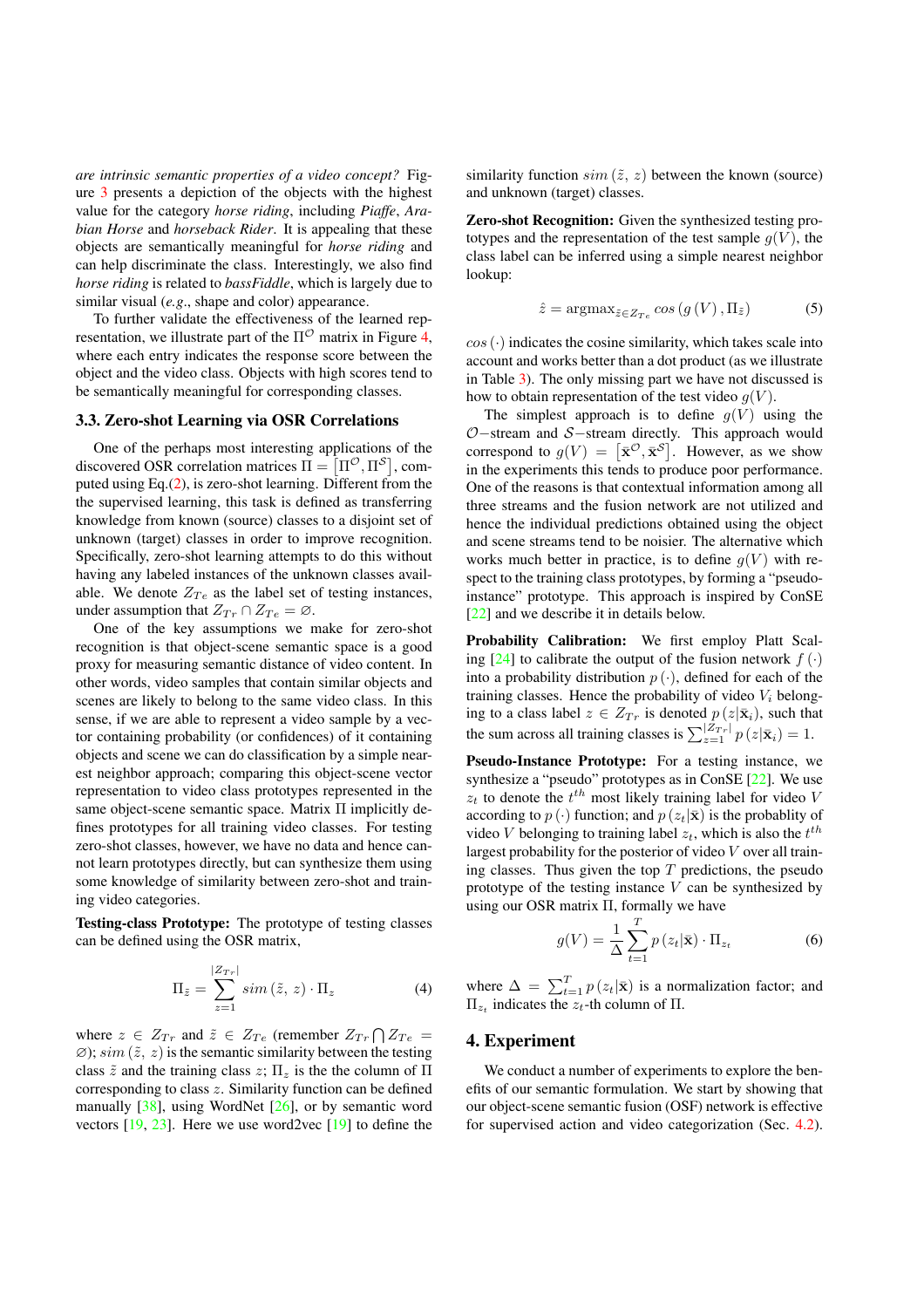*are intrinsic semantic properties of a video concept?* Figure 3 presents a depiction of the objects with the highest value for the category *horse riding*, including *Piaffe*, *Arabian Horse* and *horseback Rider*. It is appealing that these objects are semantically meaningful for *horse riding* and can help discriminate the class. Interestingly, we also find *horse riding* is related to *bassFiddle*, which is largely due to similar visual (*e.g.*, shape and color) appearance.

To further validate the effectiveness of the learned representation, we illustrate part of the $\Pi^{\mathcal{O}}$ matrix in Figure 4, where each entry indicates the response score between the object and the video class. Objects with high scores tend to be semantically meaningful for corresponding classes.

### 3.3. Zero-shot Learning via OSR Correlations

One of the perhaps most interesting applications of the discovered OSR correlation matrices $\Pi = \left[\Pi^{\mathcal{O}}, \Pi^{\mathcal{S}}\right]$, computed using Eq.(2), is zero-shot learning. Different from the the supervised learning, this task is defined as transferring knowledge from known (source) classes to a disjoint set of unknown (target) classes in order to improve recognition. Specifically, zero-shot learning attempts to do this without having any labeled instances of the unknown classes available. We denote $Z_{Te}$ as the label set of testing instances, under assumption that $Z_{Tr} \cap Z_{Te} = \varnothing$.

One of the key assumptions we make for zero-shot recognition is that object-scene semantic space is a good proxy for measuring semantic distance of video content. In other words, video samples that contain similar objects and scenes are likely to belong to the same video class. In this sense, if we are able to represent a video sample by a vector containing probability (or confidences) of it containing objects and scene we can do classification by a simple nearest neighbor approach; comparing this object-scene vector representation to video class prototypes represented in the same object-scene semantic space. Matrix $\Pi$ implicitly defines prototypes for all training video classes. For testing zero-shot classes, however, we have no data and hence cannot learn prototypes directly, but can synthesize them using some knowledge of similarity between zero-shot and training video categories.

**Testing-class Prototype:** The prototype of testing classes can be defined using the OSR matrix,

$$\Pi_{\tilde{z}} = \sum_{z=1}^{|Z_{Tr}|} sim\left(\tilde{z},\, z\right) \cdot \Pi_{z} \tag{4}$$

where $z \in Z_{Tr}$ and $\tilde{z} \in Z_{Te}$ (remember $Z_{Tr} \bigcap Z_{Te} = \varnothing$); $sim\left(\tilde{z},\, z\right)$ is the semantic similarity between the testing class $\tilde{z}$ and the training class $z$; $\Pi_z$ is the the column of $\Pi$ corresponding to class $z$. Similarity function can be defined manually [38], using WordNet [26], or by semantic word vectors [19, 23]. Here we use word2vec [19] to define the similarity function $sim\left(\tilde{z},\, z\right)$ between the known (source) and unknown (target) classes.

**Zero-shot Recognition:** Given the synthesized testing prototypes and the representation of the test sample $g(V)$, the class label can be inferred using a simple nearest neighbor lookup:

$$\hat{z} = \text{argmax}_{\tilde{z} \in Z_{Te}}\, cos\left(g\left(V\right), \Pi_{\tilde{z}}\right) \tag{5}$$

$cos\left(\cdot\right)$ indicates the cosine similarity, which takes scale into account and works better than a dot product (as we illustrate in Table 3). The only missing part we have not discussed is how to obtain representation of the test video $g(V)$.

The simplest approach is to define $g(V)$ using the $\mathcal{O}-$stream and $\mathcal{S}-$stream directly. This approach would correspond to $g(V) = \left[\bar{\mathbf{x}}^{\mathcal{O}}, \bar{\mathbf{x}}^{\mathcal{S}}\right]$. However, as we show in the experiments this tends to produce poor performance. One of the reasons is that contextual information among all three streams and the fusion network are not utilized and hence the individual predictions obtained using the object and scene streams tend to be noisier. The alternative which works much better in practice, is to define $g(V)$ with respect to the training class prototypes, by forming a "pseudo-instance" prototype. This approach is inspired by ConSE [22] and we describe it in details below.

**Probability Calibration:** We first employ Platt Scaling [24] to calibrate the output of the fusion network $f\left(\cdot\right)$ into a probability distribution $p\left(\cdot\right)$, defined for each of the training classes. Hence the probability of video $V_i$ belonging to a class label $z \in Z_{Tr}$ is denoted $p\left(z|\bar{\mathbf{x}}_i\right)$, such that the sum across all training classes is $\sum_{z=1}^{|Z_{Tr}|} p\left(z|\bar{\mathbf{x}}_i\right) = 1$.

**Pseudo-Instance Prototype:** For a testing instance, we synthesize a "pseudo" prototypes as in ConSE [22]. We use $z_t$ to denote the $t^{th}$ most likely training label for video $V$ according to $p\left(\cdot\right)$ function; and $p\left(z_t|\bar{\mathbf{x}}\right)$ is the probablity of video $V$ belonging to training label $z_t$, which is also the $t^{th}$ largest probability for the posterior of video $V$ over all training classes. Thus given the top $T$ predictions, the pseudo prototype of the testing instance $V$ can be synthesized by using our OSR matrix $\Pi$, formally we have

$$g(V) = \frac{1}{\Delta}\sum_{t=1}^{T} p\left(z_t|\bar{\mathbf{x}}\right) \cdot \Pi_{z_t} \tag{6}$$

where $\Delta = \sum_{t=1}^{T} p\left(z_t|\bar{\mathbf{x}}\right)$ is a normalization factor; and $\Pi_{z_t}$ indicates the $z_t$-th column of $\Pi$.

## 4. Experiment

We conduct a number of experiments to explore the benefits of our semantic formulation. We start by showing that our object-scene semantic fusion (OSF) network is effective for supervised action and video categorization (Sec. 4.2).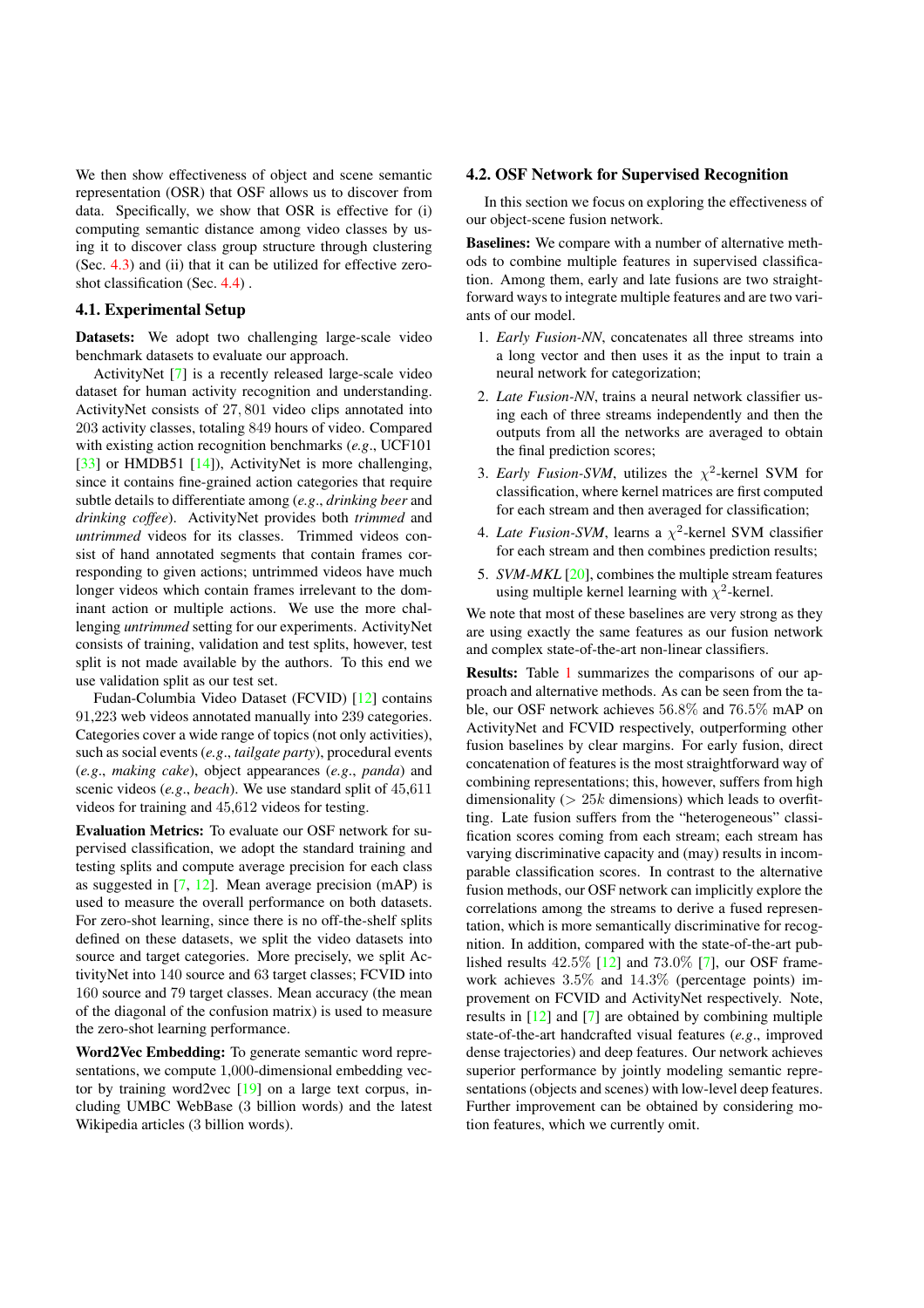We then show effectiveness of object and scene semantic representation (OSR) that OSF allows us to discover from data. Specifically, we show that OSR is effective for (i) computing semantic distance among video classes by using it to discover class group structure through clustering (Sec. 4.3) and (ii) that it can be utilized for effective zero-shot classification (Sec. 4.4) .

### 4.1. Experimental Setup

**Datasets:** We adopt two challenging large-scale video benchmark datasets to evaluate our approach.

ActivityNet [7] is a recently released large-scale video dataset for human activity recognition and understanding. ActivityNet consists of $27,801$ video clips annotated into $203$ activity classes, totaling $849$ hours of video. Compared with existing action recognition benchmarks (*e.g.*, UCF101 [33] or HMDB51 [14]), ActivityNet is more challenging, since it contains fine-grained action categories that require subtle details to differentiate among (*e.g.*, *drinking beer* and *drinking coffee*). ActivityNet provides both *trimmed* and *untrimmed* videos for its classes. Trimmed videos consist of hand annotated segments that contain frames corresponding to given actions; untrimmed videos have much longer videos which contain frames irrelevant to the dominant action or multiple actions. We use the more challenging *untrimmed* setting for our experiments. ActivityNet consists of training, validation and test splits, however, test split is not made available by the authors. To this end we use validation split as our test set.

Fudan-Columbia Video Dataset (FCVID) [12] contains 91,223 web videos annotated manually into 239 categories. Categories cover a wide range of topics (not only activities), such as social events (*e.g.*, *tailgate party*), procedural events (*e.g.*, *making cake*), object appearances (*e.g.*, *panda*) and scenic videos (*e.g.*, *beach*). We use standard split of $45{,}611$ videos for training and $45{,}612$ videos for testing.

**Evaluation Metrics:** To evaluate our OSF network for supervised classification, we adopt the standard training and testing splits and compute average precision for each class as suggested in [7, 12]. Mean average precision (mAP) is used to measure the overall performance on both datasets. For zero-shot learning, since there is no off-the-shelf splits defined on these datasets, we split the video datasets into source and target categories. More precisely, we split ActivityNet into $140$ source and $63$ target classes; FCVID into $160$ source and $79$ target classes. Mean accuracy (the mean of the diagonal of the confusion matrix) is used to measure the zero-shot learning performance.

**Word2Vec Embedding:** To generate semantic word representations, we compute $1{,}000$-dimensional embedding vector by training word2vec [19] on a large text corpus, including UMBC WebBase (3 billion words) and the latest Wikipedia articles (3 billion words).

### 4.2. OSF Network for Supervised Recognition

In this section we focus on exploring the effectiveness of our object-scene fusion network.

**Baselines:** We compare with a number of alternative methods to combine multiple features in supervised classification. Among them, early and late fusions are two straightforward ways to integrate multiple features and are two variants of our model.

1. *Early Fusion-NN*, concatenates all three streams into a long vector and then uses it as the input to train a neural network for categorization;
2. *Late Fusion-NN*, trains a neural network classifier using each of three streams independently and then the outputs from all the networks are averaged to obtain the final prediction scores;
3. *Early Fusion-SVM*, utilizes the $\chi^2$-kernel SVM for classification, where kernel matrices are first computed for each stream and then averaged for classification;
4. *Late Fusion-SVM*, learns a $\chi^2$-kernel SVM classifier for each stream and then combines prediction results;
5. *SVM-MKL* [20], combines the multiple stream features using multiple kernel learning with $\chi^2$-kernel.

We note that most of these baselines are very strong as they are using exactly the same features as our fusion network and complex state-of-the-art non-linear classifiers.

**Results:** Table 1 summarizes the comparisons of our approach and alternative methods. As can be seen from the table, our OSF network achieves $56.8\%$ and $76.5\%$ mAP on ActivityNet and FCVID respectively, outperforming other fusion baselines by clear margins. For early fusion, direct concatenation of features is the most straightforward way of combining representations; this, however, suffers from high dimensionality ($> 25k$ dimensions) which leads to overfitting. Late fusion suffers from the "heterogeneous" classification scores coming from each stream; each stream has varying discriminative capacity and (may) results in incomparable classification scores. In contrast to the alternative fusion methods, our OSF network can implicitly explore the correlations among the streams to derive a fused representation, which is more semantically discriminative for recognition. In addition, compared with the state-of-the-art published results $42.5\%$ [12] and $73.0\%$ [7], our OSF framework achieves $3.5\%$ and $14.3\%$ (percentage points) improvement on FCVID and ActivityNet respectively. Note, results in [12] and [7] are obtained by combining multiple state-of-the-art handcrafted visual features (*e.g.*, improved dense trajectories) and deep features. Our network achieves superior performance by jointly modeling semantic representations (objects and scenes) with low-level deep features. Further improvement can be obtained by considering motion features, which we currently omit.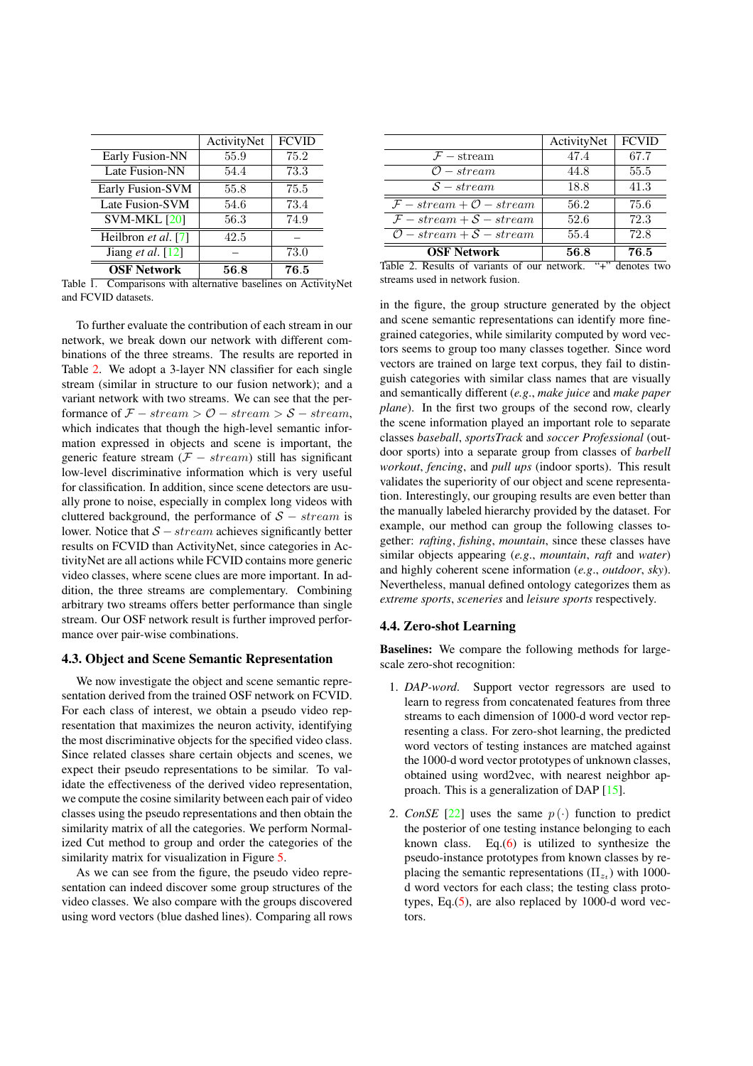|  | ActivityNet | FCVID |
|---|---|---|
| Early Fusion-NN | 55.9 | 75.2 |
| Late Fusion-NN | 54.4 | 73.3 |
| Early Fusion-SVM | 55.8 | 75.5 |
| Late Fusion-SVM | 54.6 | 73.4 |
| SVM-MKL [20] | 56.3 | 74.9 |
| Heilbron *et al.* [7] | 42.5 | – |
| Jiang *et al.* [12] | – | 73.0 |
| **OSF Network** | **56.8** | **76.5** |

Table 1. Comparisons with alternative baselines on ActivityNet and FCVID datasets.

To further evaluate the contribution of each stream in our network, we break down our network with different combinations of the three streams. The results are reported in Table 2. We adopt a 3-layer NN classifier for each single stream (similar in structure to our fusion network); and a variant network with two streams. We can see that the performance of $\mathcal{F}-stream > \mathcal{O}-stream > \mathcal{S}-stream$, which indicates that though the high-level semantic information expressed in objects and scene is important, the generic feature stream ($\mathcal{F}-stream$) still has significant low-level discriminative information which is very useful for classification. In addition, since scene detectors are usually prone to noise, especially in complex long videos with cluttered background, the performance of $\mathcal{S}-stream$ is lower. Notice that $\mathcal{S}-stream$ achieves significantly better results on FCVID than ActivityNet, since categories in ActivityNet are all actions while FCVID contains more generic video classes, where scene clues are more important. In addition, the three streams are complementary. Combining arbitrary two streams offers better performance than single stream. Our OSF network result is further improved performance over pair-wise combinations.

### 4.3. Object and Scene Semantic Representation

We now investigate the object and scene semantic representation derived from the trained OSF network on FCVID. For each class of interest, we obtain a pseudo video representation that maximizes the neuron activity, identifying the most discriminative objects for the specified video class. Since related classes share certain objects and scenes, we expect their pseudo representations to be similar. To validate the effectiveness of the derived video representation, we compute the cosine similarity between each pair of video classes using the pseudo representations and then obtain the similarity matrix of all the categories. We perform Normalized Cut method to group and order the categories of the similarity matrix for visualization in Figure 5.

As we can see from the figure, the pseudo video representation can indeed discover some group structures of the video classes. We also compare with the groups discovered using word vectors (blue dashed lines). Comparing all rows in the figure, the group structure generated by the object and scene semantic representations can identify more fine-grained categories, while similarity computed by word vectors seems to group too many classes together. Since word vectors are trained on large text corpus, they fail to distinguish categories with similar class names that are visually and semantically different (*e.g.*, *make juice* and *make paper plane*). In the first two groups of the second row, clearly the scene information played an important role to separate classes *baseball*, *sportsTrack* and *soccer Professional* (outdoor sports) into a separate group from classes of *barbell workout*, *fencing*, and *pull ups* (indoor sports). This result validates the superiority of our object and scene representation. Interestingly, our grouping results are even better than the manually labeled hierarchy provided by the dataset. For example, our method can group the following classes together: *rafting*, *fishing*, *mountain*, since these classes have similar objects appearing (*e.g.*, *mountain*, *raft* and *water*) and highly coherent scene information (*e.g.*, *outdoor*, *sky*). Nevertheless, manual defined ontology categorizes them as *extreme sports*, *sceneries* and *leisure sports* respectively.

|  | ActivityNet | FCVID |
|---|---|---|
| $\mathcal{F}-$stream | 47.4 | 67.7 |
| $\mathcal{O}-stream$ | 44.8 | 55.5 |
| $\mathcal{S}-stream$ | 18.8 | 41.3 |
| $\mathcal{F}-stream+\mathcal{O}-stream$ | 56.2 | 75.6 |
| $\mathcal{F}-stream+\mathcal{S}-stream$ | 52.6 | 72.3 |
| $\mathcal{O}-stream+\mathcal{S}-stream$ | 55.4 | 72.8 |
| **OSF Network** | **56.8** | **76.5** |

Table 2. Results of variants of our network. "+" denotes two streams used in network fusion.

### 4.4. Zero-shot Learning

**Baselines:** We compare the following methods for large-scale zero-shot recognition:

1. *DAP-word*. Support vector regressors are used to learn to regress from concatenated features from three streams to each dimension of 1000-d word vector representing a class. For zero-shot learning, the predicted word vectors of testing instances are matched against the 1000-d word vector prototypes of unknown classes, obtained using word2vec, with nearest neighbor approach. This is a generalization of DAP [15].

2. *ConSE* [22] uses the same $p(\cdot)$ function to predict the posterior of one testing instance belonging to each known class. Eq.(6) is utilized to synthesize the pseudo-instance prototypes from known classes by replacing the semantic representations ($\Pi_{z_t}$) with 1000-d word vectors for each class; the testing class prototypes, Eq.(5), are also replaced by 1000-d word vectors.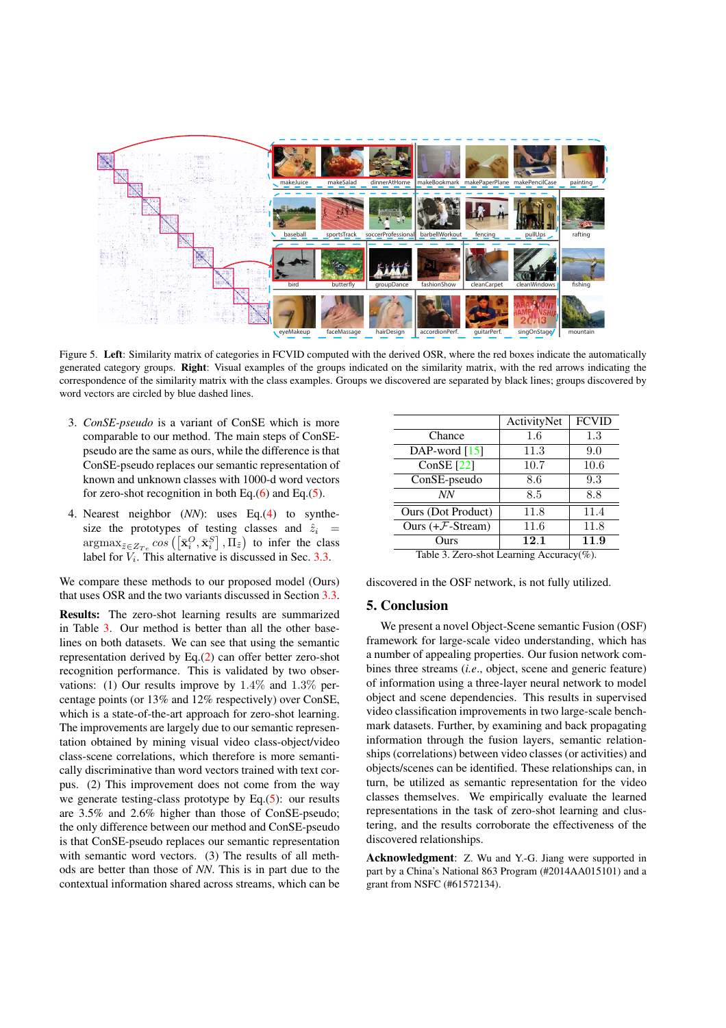Figure 5. **Left**: Similarity matrix of categories in FCVID computed with the derived OSR, where the red boxes indicate the automatically generated category groups. **Right**: Visual examples of the groups indicated on the similarity matrix, with the red arrows indicating the correspondence of the similarity matrix with the class examples. Groups we discovered are separated by black lines; groups discovered by word vectors are circled by blue dashed lines.

3. *ConSE-pseudo* is a variant of ConSE which is more comparable to our method. The main steps of ConSE-pseudo are the same as ours, while the difference is that ConSE-pseudo replaces our semantic representation of known and unknown classes with 1000-d word vectors for zero-shot recognition in both Eq.(6) and Eq.(5).
4. Nearest neighbor (*NN*): uses Eq.(4) to synthesize the prototypes of testing classes and $\hat{z}_i = \text{argmax}_{\hat{z} \in Z_{Te}} \cos\left(\left[\bar{\mathbf{x}}_i^O, \bar{\mathbf{x}}_i^S\right], \Pi_{\hat{z}}\right)$ to infer the class label for $V_i$. This alternative is discussed in Sec. 3.3.

We compare these methods to our proposed model (Ours) that uses OSR and the two variants discussed in Section 3.3.

**Results:** The zero-shot learning results are summarized in Table 3. Our method is better than all the other baselines on both datasets. We can see that using the semantic representation derived by Eq.(2) can offer better zero-shot recognition performance. This is validated by two observations: (1) Our results improve by 1.4% and 1.3% percentage points (or 13% and 12% respectively) over ConSE, which is a state-of-the-art approach for zero-shot learning. The improvements are largely due to our semantic representation obtained by mining visual video class-object/video class-scene correlations, which therefore is more semantically discriminative than word vectors trained with text corpus. (2) This improvement does not come from the way we generate testing-class prototype by Eq.(5): our results are 3.5% and 2.6% higher than those of ConSE-pseudo; the only difference between our method and ConSE-pseudo is that ConSE-pseudo replaces our semantic representation with semantic word vectors. (3) The results of all methods are better than those of *NN*. This is in part due to the contextual information shared across streams, which can be discovered in the OSF network, is not fully utilized.

| | ActivityNet | FCVID |
|---|---|---|
| Chance | 1.6 | 1.3 |
| DAP-word [15] | 11.3 | 9.0 |
| ConSE [22] | 10.7 | 10.6 |
| ConSE-pseudo | 8.6 | 9.3 |
| *NN* | 8.5 | 8.8 |
| Ours (Dot Product) | 11.8 | 11.4 |
| Ours (+$\mathcal{F}$-Stream) | 11.6 | 11.8 |
| Ours | **12.1** | **11.9** |

Table 3. Zero-shot Learning Accuracy(%).

## 5. Conclusion

We present a novel Object-Scene semantic Fusion (OSF) framework for large-scale video understanding, which has a number of appealing properties. Our fusion network combines three streams (*i.e.*, object, scene and generic feature) of information using a three-layer neural network to model object and scene dependencies. This results in supervised video classification improvements in two large-scale benchmark datasets. Further, by examining and back propagating information through the fusion layers, semantic relationships (correlations) between video classes (or activities) and objects/scenes can be identified. These relationships can, in turn, be utilized as semantic representation for the video classes themselves. We empirically evaluate the learned representations in the task of zero-shot learning and clustering, and the results corroborate the effectiveness of the discovered relationships.

**Acknowledgment**: Z. Wu and Y.-G. Jiang were supported in part by a China's National 863 Program (#2014AA015101) and a grant from NSFC (#61572134).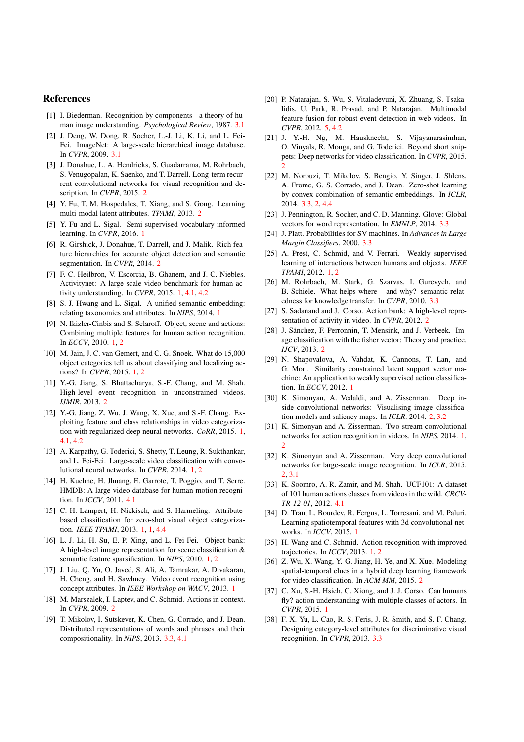# References

[1] I. Biederman. Recognition by components - a theory of human image understanding. *Psychological Review*, 1987. 3.1

[2] J. Deng, W. Dong, R. Socher, L.-J. Li, K. Li, and L. Fei-Fei. ImageNet: A large-scale hierarchical image database. In *CVPR*, 2009. 3.1

[3] J. Donahue, L. A. Hendricks, S. Guadarrama, M. Rohrbach, S. Venugopalan, K. Saenko, and T. Darrell. Long-term recurrent convolutional networks for visual recognition and description. In *CVPR*, 2015. 2

[4] Y. Fu, T. M. Hospedales, T. Xiang, and S. Gong. Learning multi-modal latent attributes. *TPAMI*, 2013. 2

[5] Y. Fu and L. Sigal. Semi-supervised vocabulary-informed learning. In *CVPR*, 2016. 1

[6] R. Girshick, J. Donahue, T. Darrell, and J. Malik. Rich feature hierarchies for accurate object detection and semantic segmentation. In *CVPR*, 2014. 2

[7] F. C. Heilbron, V. Escorcia, B. Ghanem, and J. C. Niebles. Activitynet: A large-scale video benchmark for human activity understanding. In *CVPR*, 2015. 1, 4.1, 4.2

[8] S. J. Hwang and L. Sigal. A unified semantic embedding: relating taxonomies and attributes. In *NIPS*, 2014. 1

[9] N. Ikizler-Cinbis and S. Sclaroff. Object, scene and actions: Combining multiple features for human action recognition. In *ECCV*, 2010. 1, 2

[10] M. Jain, J. C. van Gemert, and C. G. Snoek. What do 15,000 object categories tell us about classifying and localizing actions? In *CVPR*, 2015. 1, 2

[11] Y.-G. Jiang, S. Bhattacharya, S.-F. Chang, and M. Shah. High-level event recognition in unconstrained videos. *IJMIR*, 2013. 2

[12] Y.-G. Jiang, Z. Wu, J. Wang, X. Xue, and S.-F. Chang. Exploiting feature and class relationships in video categorization with regularized deep neural networks. *CoRR*, 2015. 1, 4.1, 4.2

[13] A. Karpathy, G. Toderici, S. Shetty, T. Leung, R. Sukthankar, and L. Fei-Fei. Large-scale video classification with convolutional neural networks. In *CVPR*, 2014. 1, 2

[14] H. Kuehne, H. Jhuang, E. Garrote, T. Poggio, and T. Serre. HMDB: A large video database for human motion recognition. In *ICCV*, 2011. 4.1

[15] C. H. Lampert, H. Nickisch, and S. Harmeling. Attribute-based classification for zero-shot visual object categorization. *IEEE TPAMI*, 2013. 1, 1, 4.4

[16] L.-J. Li, H. Su, E. P. Xing, and L. Fei-Fei. Object bank: A high-level image representation for scene classification & semantic feature sparsification. In *NIPS*, 2010. 1, 2

[17] J. Liu, Q. Yu, O. Javed, S. Ali, A. Tamrakar, A. Divakaran, H. Cheng, and H. Sawhney. Video event recognition using concept attributes. In *IEEE Workshop on WACV*, 2013. 1

[18] M. Marszalek, I. Laptev, and C. Schmid. Actions in context. In *CVPR*, 2009. 2

[19] T. Mikolov, I. Sutskever, K. Chen, G. Corrado, and J. Dean. Distributed representations of words and phrases and their compositionality. In *NIPS*, 2013. 3.3, 4.1

[20] P. Natarajan, S. Wu, S. Vitaladevuni, X. Zhuang, S. Tsakalidis, U. Park, R. Prasad, and P. Natarajan. Multimodal feature fusion for robust event detection in web videos. In *CVPR*, 2012. 5, 4.2

[21] J. Y.-H. Ng, M. Hausknecht, S. Vijayanarasimhan, O. Vinyals, R. Monga, and G. Toderici. Beyond short snippets: Deep networks for video classification. In *CVPR*, 2015. 2

[22] M. Norouzi, T. Mikolov, S. Bengio, Y. Singer, J. Shlens, A. Frome, G. S. Corrado, and J. Dean. Zero-shot learning by convex combination of semantic embeddings. In *ICLR*, 2014. 3.3, 2, 4.4

[23] J. Pennington, R. Socher, and C. D. Manning. Glove: Global vectors for word representation. In *EMNLP*, 2014. 3.3

[24] J. Platt. Probabilities for SV machines. In *Advances in Large Margin Classifiers*, 2000. 3.3

[25] A. Prest, C. Schmid, and V. Ferrari. Weakly supervised learning of interactions between humans and objects. *IEEE TPAMI*, 2012. 1, 2

[26] M. Rohrbach, M. Stark, G. Szarvas, I. Gurevych, and B. Schiele. What helps where – and why? semantic relatedness for knowledge transfer. In *CVPR*, 2010. 3.3

[27] S. Sadanand and J. Corso. Action bank: A high-level representation of activity in video. In *CVPR*, 2012. 2

[28] J. Sánchez, F. Perronnin, T. Mensink, and J. Verbeek. Image classification with the fisher vector: Theory and practice. *IJCV*, 2013. 2

[29] N. Shapovalova, A. Vahdat, K. Cannons, T. Lan, and G. Mori. Similarity constrained latent support vector machine: An application to weakly supervised action classification. In *ECCV*, 2012. 1

[30] K. Simonyan, A. Vedaldi, and A. Zisserman. Deep inside convolutional networks: Visualising image classification models and saliency maps. In *ICLR*. 2014. 2, 3.2

[31] K. Simonyan and A. Zisserman. Two-stream convolutional networks for action recognition in videos. In *NIPS*, 2014. 1, 2

[32] K. Simonyan and A. Zisserman. Very deep convolutional networks for large-scale image recognition. In *ICLR*, 2015. 2, 3.1

[33] K. Soomro, A. R. Zamir, and M. Shah. UCF101: A dataset of 101 human actions classes from videos in the wild. *CRCV-TR-12-01*, 2012. 4.1

[34] D. Tran, L. Bourdev, R. Fergus, L. Torresani, and M. Paluri. Learning spatiotemporal features with 3d convolutional networks. In *ICCV*, 2015. 1

[35] H. Wang and C. Schmid. Action recognition with improved trajectories. In *ICCV*, 2013. 1, 2

[36] Z. Wu, X. Wang, Y.-G. Jiang, H. Ye, and X. Xue. Modeling spatial-temporal clues in a hybrid deep learning framework for video classification. In *ACM MM*, 2015. 2

[37] C. Xu, S.-H. Hsieh, C. Xiong, and J. J. Corso. Can humans fly? action understanding with multiple classes of actors. In *CVPR*, 2015. 1

[38] F. X. Yu, L. Cao, R. S. Feris, J. R. Smith, and S.-F. Chang. Designing category-level attributes for discriminative visual recognition. In *CVPR*, 2013. 3.3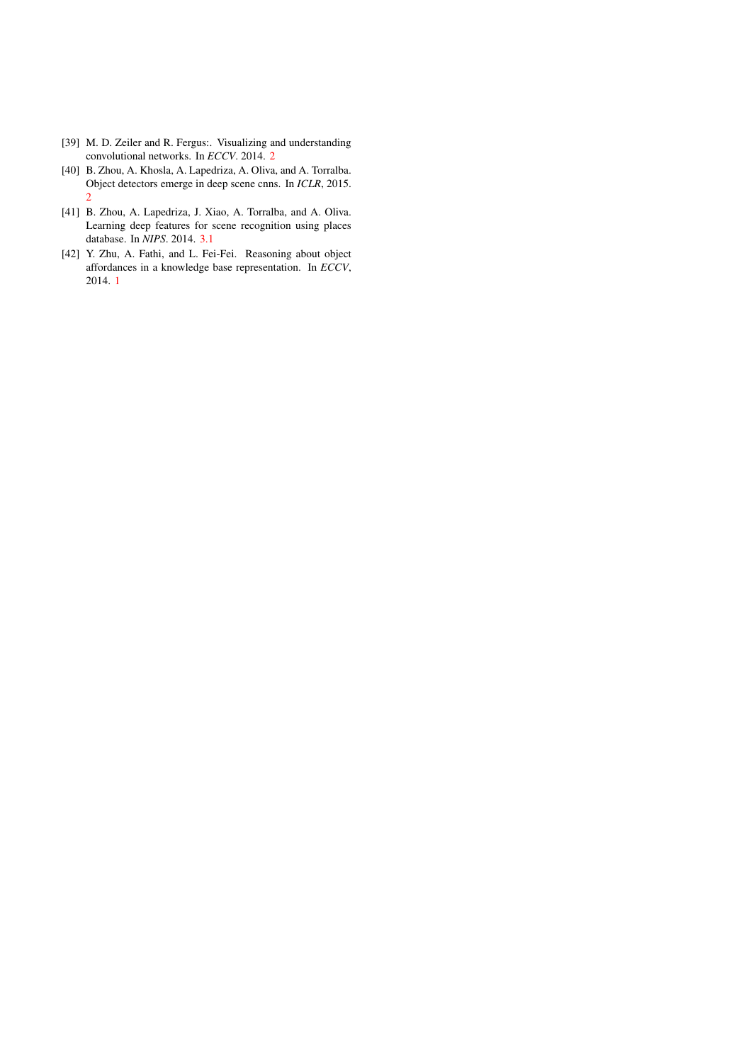[39] M. D. Zeiler and R. Fergus:. Visualizing and understanding convolutional networks. In *ECCV*. 2014. 2

[40] B. Zhou, A. Khosla, A. Lapedriza, A. Oliva, and A. Torralba. Object detectors emerge in deep scene cnns. In *ICLR*, 2015. 2

[41] B. Zhou, A. Lapedriza, J. Xiao, A. Torralba, and A. Oliva. Learning deep features for scene recognition using places database. In *NIPS*. 2014. 3.1

[42] Y. Zhu, A. Fathi, and L. Fei-Fei. Reasoning about object affordances in a knowledge base representation. In *ECCV*, 2014. 1